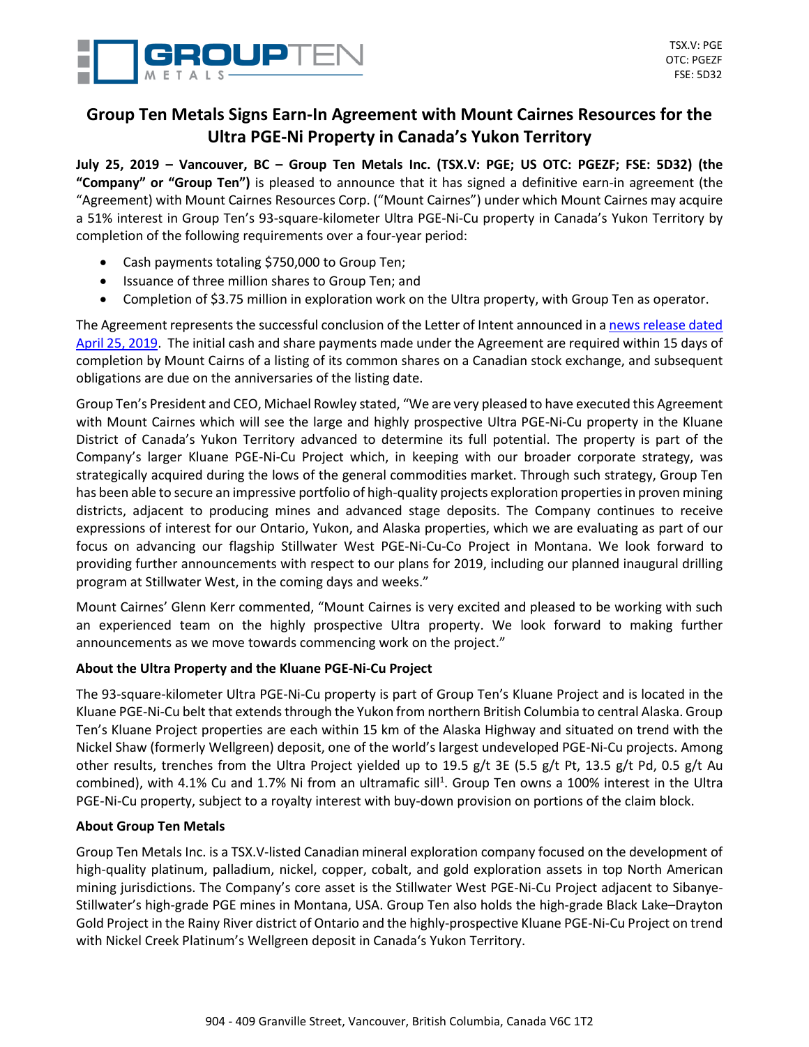TSX.V: PGE
OTC: PGEZF
FSE: 5D32

# Group Ten Metals Signs Earn-In Agreement with Mount Cairnes Resources for the Ultra PGE-Ni Property in Canada's Yukon Territory

**July 25, 2019 – Vancouver, BC – Group Ten Metals Inc. (TSX.V: PGE; US OTC: PGEZF; FSE: 5D32) (the "Company" or "Group Ten")** is pleased to announce that it has signed a definitive earn-in agreement (the "Agreement) with Mount Cairnes Resources Corp. ("Mount Cairnes") under which Mount Cairnes may acquire a 51% interest in Group Ten's 93-square-kilometer Ultra PGE-Ni-Cu property in Canada's Yukon Territory by completion of the following requirements over a four-year period:

- Cash payments totaling $750,000 to Group Ten;
- Issuance of three million shares to Group Ten; and
- Completion of $3.75 million in exploration work on the Ultra property, with Group Ten as operator.

The Agreement represents the successful conclusion of the Letter of Intent announced in a news release dated April 25, 2019. The initial cash and share payments made under the Agreement are required within 15 days of completion by Mount Cairns of a listing of its common shares on a Canadian stock exchange, and subsequent obligations are due on the anniversaries of the listing date.

Group Ten's President and CEO, Michael Rowley stated, "We are very pleased to have executed this Agreement with Mount Cairnes which will see the large and highly prospective Ultra PGE-Ni-Cu property in the Kluane District of Canada's Yukon Territory advanced to determine its full potential. The property is part of the Company's larger Kluane PGE-Ni-Cu Project which, in keeping with our broader corporate strategy, was strategically acquired during the lows of the general commodities market. Through such strategy, Group Ten has been able to secure an impressive portfolio of high-quality projects exploration properties in proven mining districts, adjacent to producing mines and advanced stage deposits. The Company continues to receive expressions of interest for our Ontario, Yukon, and Alaska properties, which we are evaluating as part of our focus on advancing our flagship Stillwater West PGE-Ni-Cu-Co Project in Montana. We look forward to providing further announcements with respect to our plans for 2019, including our planned inaugural drilling program at Stillwater West, in the coming days and weeks."

Mount Cairnes' Glenn Kerr commented, "Mount Cairnes is very excited and pleased to be working with such an experienced team on the highly prospective Ultra property. We look forward to making further announcements as we move towards commencing work on the project."

**About the Ultra Property and the Kluane PGE-Ni-Cu Project**

The 93-square-kilometer Ultra PGE-Ni-Cu property is part of Group Ten's Kluane Project and is located in the Kluane PGE-Ni-Cu belt that extends through the Yukon from northern British Columbia to central Alaska. Group Ten's Kluane Project properties are each within 15 km of the Alaska Highway and situated on trend with the Nickel Shaw (formerly Wellgreen) deposit, one of the world's largest undeveloped PGE-Ni-Cu projects. Among other results, trenches from the Ultra Project yielded up to 19.5 g/t 3E (5.5 g/t Pt, 13.5 g/t Pd, 0.5 g/t Au combined), with 4.1% Cu and 1.7% Ni from an ultramafic sill[1]. Group Ten owns a 100% interest in the Ultra PGE-Ni-Cu property, subject to a royalty interest with buy-down provision on portions of the claim block.

**About Group Ten Metals**

Group Ten Metals Inc. is a TSX.V-listed Canadian mineral exploration company focused on the development of high-quality platinum, palladium, nickel, copper, cobalt, and gold exploration assets in top North American mining jurisdictions. The Company's core asset is the Stillwater West PGE-Ni-Cu Project adjacent to Sibanye-Stillwater's high-grade PGE mines in Montana, USA. Group Ten also holds the high-grade Black Lake–Drayton Gold Project in the Rainy River district of Ontario and the highly-prospective Kluane PGE-Ni-Cu Project on trend with Nickel Creek Platinum's Wellgreen deposit in Canada's Yukon Territory.

904 - 409 Granville Street, Vancouver, British Columbia, Canada V6C 1T2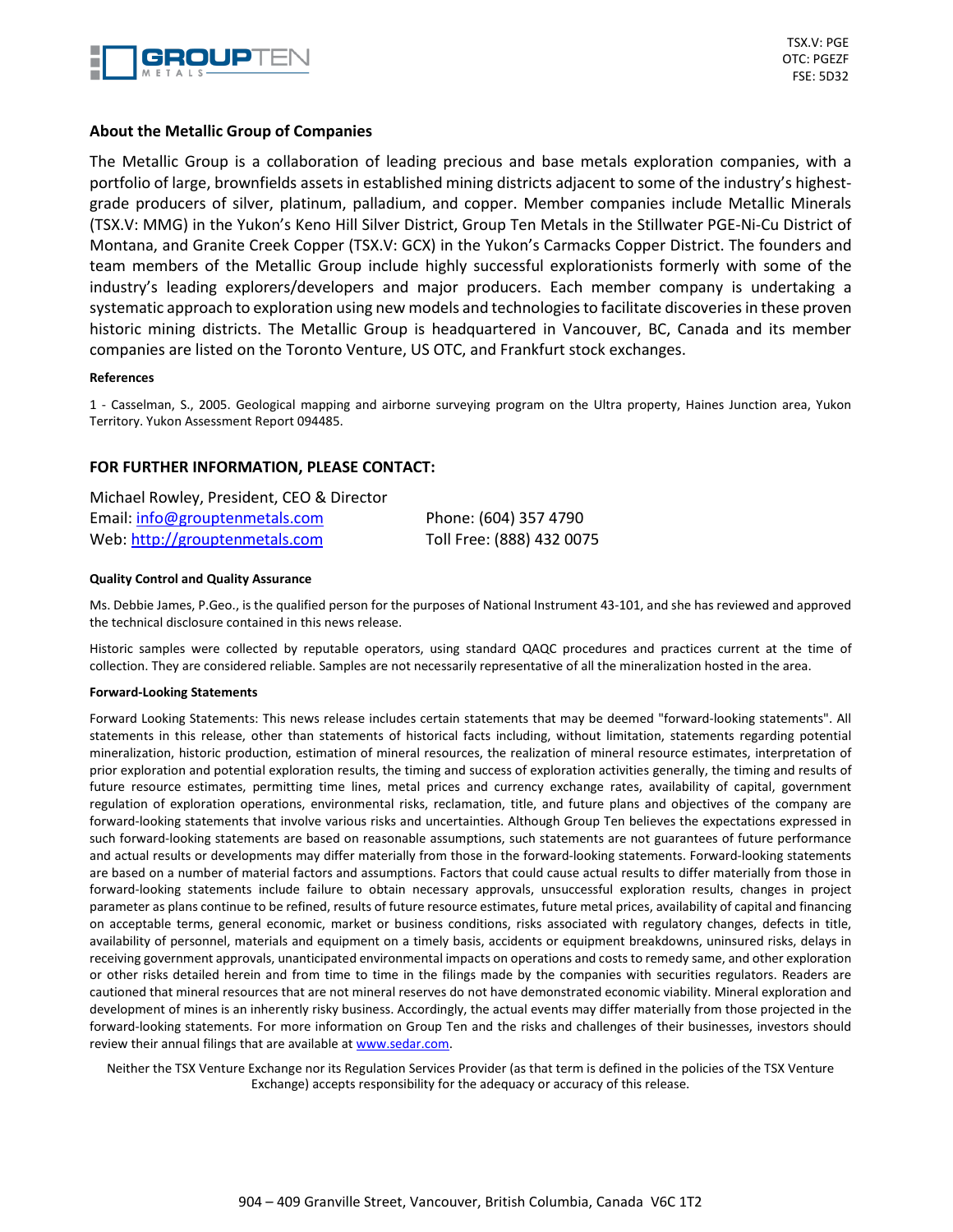## About the Metallic Group of Companies

The Metallic Group is a collaboration of leading precious and base metals exploration companies, with a portfolio of large, brownfields assets in established mining districts adjacent to some of the industry's highest-grade producers of silver, platinum, palladium, and copper. Member companies include Metallic Minerals (TSX.V: MMG) in the Yukon's Keno Hill Silver District, Group Ten Metals in the Stillwater PGE-Ni-Cu District of Montana, and Granite Creek Copper (TSX.V: GCX) in the Yukon's Carmacks Copper District. The founders and team members of the Metallic Group include highly successful explorationists formerly with some of the industry's leading explorers/developers and major producers. Each member company is undertaking a systematic approach to exploration using new models and technologies to facilitate discoveries in these proven historic mining districts. The Metallic Group is headquartered in Vancouver, BC, Canada and its member companies are listed on the Toronto Venture, US OTC, and Frankfurt stock exchanges.

**References**

1 - Casselman, S., 2005. Geological mapping and airborne surveying program on the Ultra property, Haines Junction area, Yukon Territory. Yukon Assessment Report 094485.

## FOR FURTHER INFORMATION, PLEASE CONTACT:

Michael Rowley, President, CEO & Director
Email: info@grouptenmetals.com
Web: http://grouptenmetals.com

Phone: (604) 357 4790
Toll Free: (888) 432 0075

**Quality Control and Quality Assurance**

Ms. Debbie James, P.Geo., is the qualified person for the purposes of National Instrument 43-101, and she has reviewed and approved the technical disclosure contained in this news release.

Historic samples were collected by reputable operators, using standard QAQC procedures and practices current at the time of collection. They are considered reliable. Samples are not necessarily representative of all the mineralization hosted in the area.

**Forward-Looking Statements**

Forward Looking Statements: This news release includes certain statements that may be deemed "forward-looking statements". All statements in this release, other than statements of historical facts including, without limitation, statements regarding potential mineralization, historic production, estimation of mineral resources, the realization of mineral resource estimates, interpretation of prior exploration and potential exploration results, the timing and success of exploration activities generally, the timing and results of future resource estimates, permitting time lines, metal prices and currency exchange rates, availability of capital, government regulation of exploration operations, environmental risks, reclamation, title, and future plans and objectives of the company are forward-looking statements that involve various risks and uncertainties. Although Group Ten believes the expectations expressed in such forward-looking statements are based on reasonable assumptions, such statements are not guarantees of future performance and actual results or developments may differ materially from those in the forward-looking statements. Forward-looking statements are based on a number of material factors and assumptions. Factors that could cause actual results to differ materially from those in forward-looking statements include failure to obtain necessary approvals, unsuccessful exploration results, changes in project parameter as plans continue to be refined, results of future resource estimates, future metal prices, availability of capital and financing on acceptable terms, general economic, market or business conditions, risks associated with regulatory changes, defects in title, availability of personnel, materials and equipment on a timely basis, accidents or equipment breakdowns, uninsured risks, delays in receiving government approvals, unanticipated environmental impacts on operations and costs to remedy same, and other exploration or other risks detailed herein and from time to time in the filings made by the companies with securities regulators. Readers are cautioned that mineral resources that are not mineral reserves do not have demonstrated economic viability. Mineral exploration and development of mines is an inherently risky business. Accordingly, the actual events may differ materially from those projected in the forward-looking statements. For more information on Group Ten and the risks and challenges of their businesses, investors should review their annual filings that are available at www.sedar.com.

Neither the TSX Venture Exchange nor its Regulation Services Provider (as that term is defined in the policies of the TSX Venture Exchange) accepts responsibility for the adequacy or accuracy of this release.